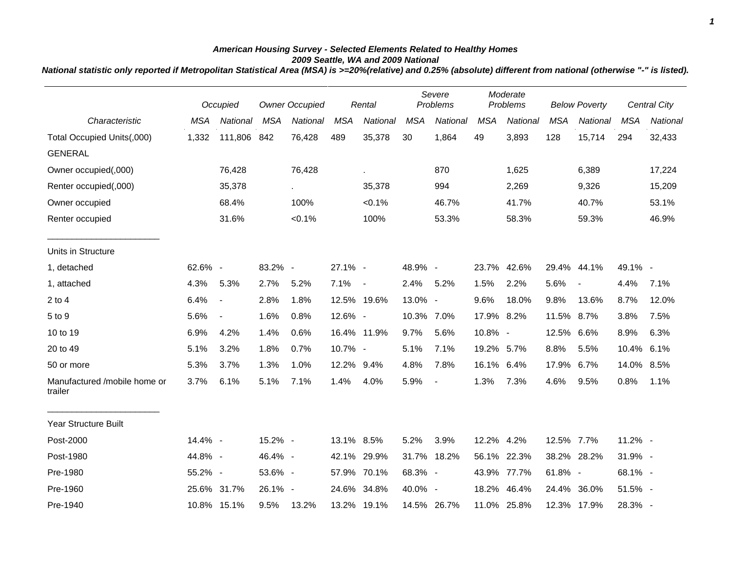### American Housing Survey - Selected Elements Related to Healthy Homes
### 2009 Seattle, WA and 2009 National

*National statistic only reported if Metropolitan Statistical Area (MSA) is >=20%(relative) and 0.25% (absolute) different from national (otherwise "-" is listed).*

| | Occupied | | Owner Occupied | | Rental | | Severe Problems | | Moderate Problems | | Below Poverty | | Central City | |
|---|---|---|---|---|---|---|---|---|---|---|---|---|---|---|
| *Characteristic* | *MSA* | *National* | *MSA* | *National* | *MSA* | *National* | *MSA* | *National* | *MSA* | *National* | *MSA* | *National* | *MSA* | *National* |
| Total Occupied Units(,000) | 1,332 | 111,806 | 842 | 76,428 | 489 | 35,378 | 30 | 1,864 | 49 | 3,893 | 128 | 15,714 | 294 | 32,433 |
| GENERAL | | | | | | | | | | | | | | |
| Owner occupied(,000) | | 76,428 | | 76,428 | | . | | 870 | | 1,625 | | 6,389 | | 17,224 |
| Renter occupied(,000) | | 35,378 | | . | | 35,378 | | 994 | | 2,269 | | 9,326 | | 15,209 |
| Owner occupied | | 68.4% | | 100% | | <0.1% | | 46.7% | | 41.7% | | 40.7% | | 53.1% |
| Renter occupied | | 31.6% | | <0.1% | | 100% | | 53.3% | | 58.3% | | 59.3% | | 46.9% |
| Units in Structure | | | | | | | | | | | | | | |
| 1, detached | 62.6% | - | 83.2% | - | 27.1% | - | 48.9% | - | 23.7% | 42.6% | 29.4% | 44.1% | 49.1% | - |
| 1, attached | 4.3% | 5.3% | 2.7% | 5.2% | 7.1% | - | 2.4% | 5.2% | 1.5% | 2.2% | 5.6% | - | 4.4% | 7.1% |
| 2 to 4 | 6.4% | - | 2.8% | 1.8% | 12.5% | 19.6% | 13.0% | - | 9.6% | 18.0% | 9.8% | 13.6% | 8.7% | 12.0% |
| 5 to 9 | 5.6% | - | 1.6% | 0.8% | 12.6% | - | 10.3% | 7.0% | 17.9% | 8.2% | 11.5% | 8.7% | 3.8% | 7.5% |
| 10 to 19 | 6.9% | 4.2% | 1.4% | 0.6% | 16.4% | 11.9% | 9.7% | 5.6% | 10.8% | - | 12.5% | 6.6% | 8.9% | 6.3% |
| 20 to 49 | 5.1% | 3.2% | 1.8% | 0.7% | 10.7% | - | 5.1% | 7.1% | 19.2% | 5.7% | 8.8% | 5.5% | 10.4% | 6.1% |
| 50 or more | 5.3% | 3.7% | 1.3% | 1.0% | 12.2% | 9.4% | 4.8% | 7.8% | 16.1% | 6.4% | 17.9% | 6.7% | 14.0% | 8.5% |
| Manufactured /mobile home or trailer | 3.7% | 6.1% | 5.1% | 7.1% | 1.4% | 4.0% | 5.9% | - | 1.3% | 7.3% | 4.6% | 9.5% | 0.8% | 1.1% |
| Year Structure Built | | | | | | | | | | | | | | |
| Post-2000 | 14.4% | - | 15.2% | - | 13.1% | 8.5% | 5.2% | 3.9% | 12.2% | 4.2% | 12.5% | 7.7% | 11.2% | - |
| Post-1980 | 44.8% | - | 46.4% | - | 42.1% | 29.9% | 31.7% | 18.2% | 56.1% | 22.3% | 38.2% | 28.2% | 31.9% | - |
| Pre-1980 | 55.2% | - | 53.6% | - | 57.9% | 70.1% | 68.3% | - | 43.9% | 77.7% | 61.8% | - | 68.1% | - |
| Pre-1960 | 25.6% | 31.7% | 26.1% | - | 24.6% | 34.8% | 40.0% | - | 18.2% | 46.4% | 24.4% | 36.0% | 51.5% | - |
| Pre-1940 | 10.8% | 15.1% | 9.5% | 13.2% | 13.2% | 19.1% | 14.5% | 26.7% | 11.0% | 25.8% | 12.3% | 17.9% | 28.3% | - |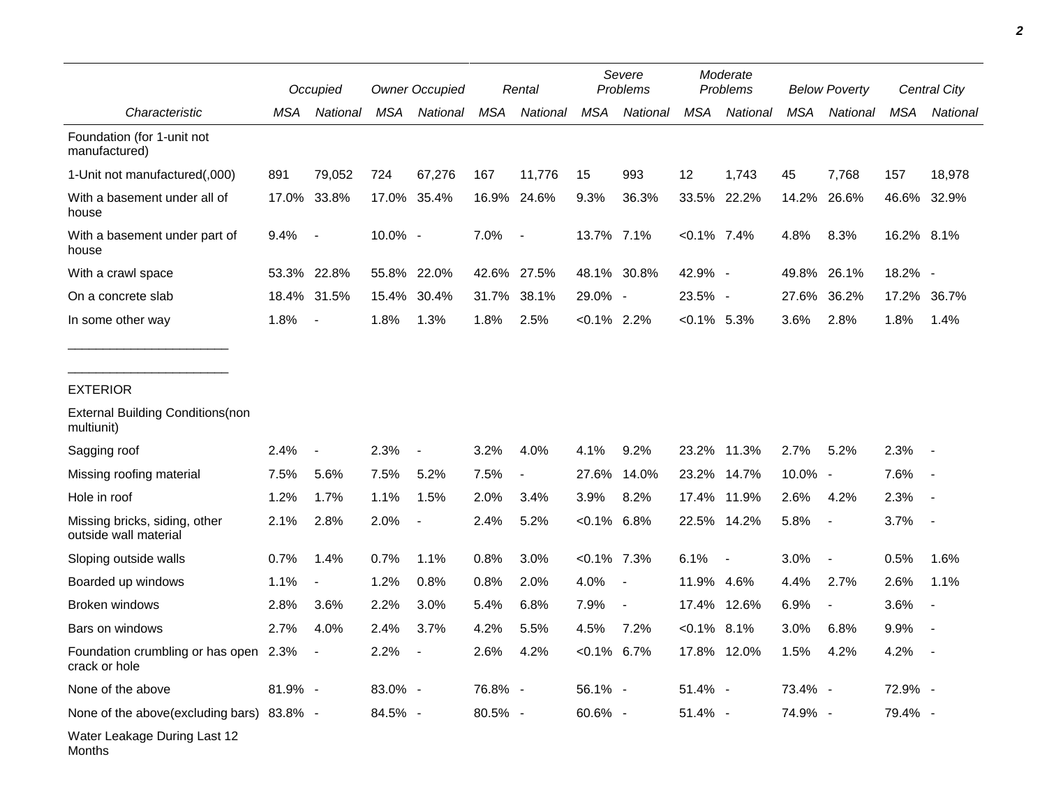| Characteristic | Occupied | | Owner Occupied | | Rental | | Severe Problems | | Moderate Problems | | Below Poverty | | Central City | |
|---|---|---|---|---|---|---|---|---|---|---|---|---|---|---|
| | MSA | National | MSA | National | MSA | National | MSA | National | MSA | National | MSA | National | MSA | National |
| Foundation (for 1-unit not manufactured) | | | | | | | | | | | | | | |
| 1-Unit not manufactured(,000) | 891 | 79,052 | 724 | 67,276 | 167 | 11,776 | 15 | 993 | 12 | 1,743 | 45 | 7,768 | 157 | 18,978 |
| With a basement under all of house | 17.0% | 33.8% | 17.0% | 35.4% | 16.9% | 24.6% | 9.3% | 36.3% | 33.5% | 22.2% | 14.2% | 26.6% | 46.6% | 32.9% |
| With a basement under part of house | 9.4% | - | 10.0% | - | 7.0% | - | 13.7% | 7.1% | <0.1% | 7.4% | 4.8% | 8.3% | 16.2% | 8.1% |
| With a crawl space | 53.3% | 22.8% | 55.8% | 22.0% | 42.6% | 27.5% | 48.1% | 30.8% | 42.9% | - | 49.8% | 26.1% | 18.2% | - |
| On a concrete slab | 18.4% | 31.5% | 15.4% | 30.4% | 31.7% | 38.1% | 29.0% | - | 23.5% | - | 27.6% | 36.2% | 17.2% | 36.7% |
| In some other way | 1.8% | - | 1.8% | 1.3% | 1.8% | 2.5% | <0.1% | 2.2% | <0.1% | 5.3% | 3.6% | 2.8% | 1.8% | 1.4% |
| EXTERIOR | | | | | | | | | | | | | | |
| External Building Conditions(non multiunit) | | | | | | | | | | | | | | |
| Sagging roof | 2.4% | - | 2.3% | - | 3.2% | 4.0% | 4.1% | 9.2% | 23.2% | 11.3% | 2.7% | 5.2% | 2.3% | - |
| Missing roofing material | 7.5% | 5.6% | 7.5% | 5.2% | 7.5% | - | 27.6% | 14.0% | 23.2% | 14.7% | 10.0% | - | 7.6% | - |
| Hole in roof | 1.2% | 1.7% | 1.1% | 1.5% | 2.0% | 3.4% | 3.9% | 8.2% | 17.4% | 11.9% | 2.6% | 4.2% | 2.3% | - |
| Missing bricks, siding, other outside wall material | 2.1% | 2.8% | 2.0% | - | 2.4% | 5.2% | <0.1% | 6.8% | 22.5% | 14.2% | 5.8% | - | 3.7% | - |
| Sloping outside walls | 0.7% | 1.4% | 0.7% | 1.1% | 0.8% | 3.0% | <0.1% | 7.3% | 6.1% | - | 3.0% | - | 0.5% | 1.6% |
| Boarded up windows | 1.1% | - | 1.2% | 0.8% | 0.8% | 2.0% | 4.0% | - | 11.9% | 4.6% | 4.4% | 2.7% | 2.6% | 1.1% |
| Broken windows | 2.8% | 3.6% | 2.2% | 3.0% | 5.4% | 6.8% | 7.9% | - | 17.4% | 12.6% | 6.9% | - | 3.6% | - |
| Bars on windows | 2.7% | 4.0% | 2.4% | 3.7% | 4.2% | 5.5% | 4.5% | 7.2% | <0.1% | 8.1% | 3.0% | 6.8% | 9.9% | - |
| Foundation crumbling or has open crack or hole | 2.3% | - | 2.2% | - | 2.6% | 4.2% | <0.1% | 6.7% | 17.8% | 12.0% | 1.5% | 4.2% | 4.2% | - |
| None of the above | 81.9% | - | 83.0% | - | 76.8% | - | 56.1% | - | 51.4% | - | 73.4% | - | 72.9% | - |
| None of the above(excluding bars) | 83.8% | - | 84.5% | - | 80.5% | - | 60.6% | - | 51.4% | - | 74.9% | - | 79.4% | - |
| Water Leakage During Last 12 Months | | | | | | | | | | | | | | |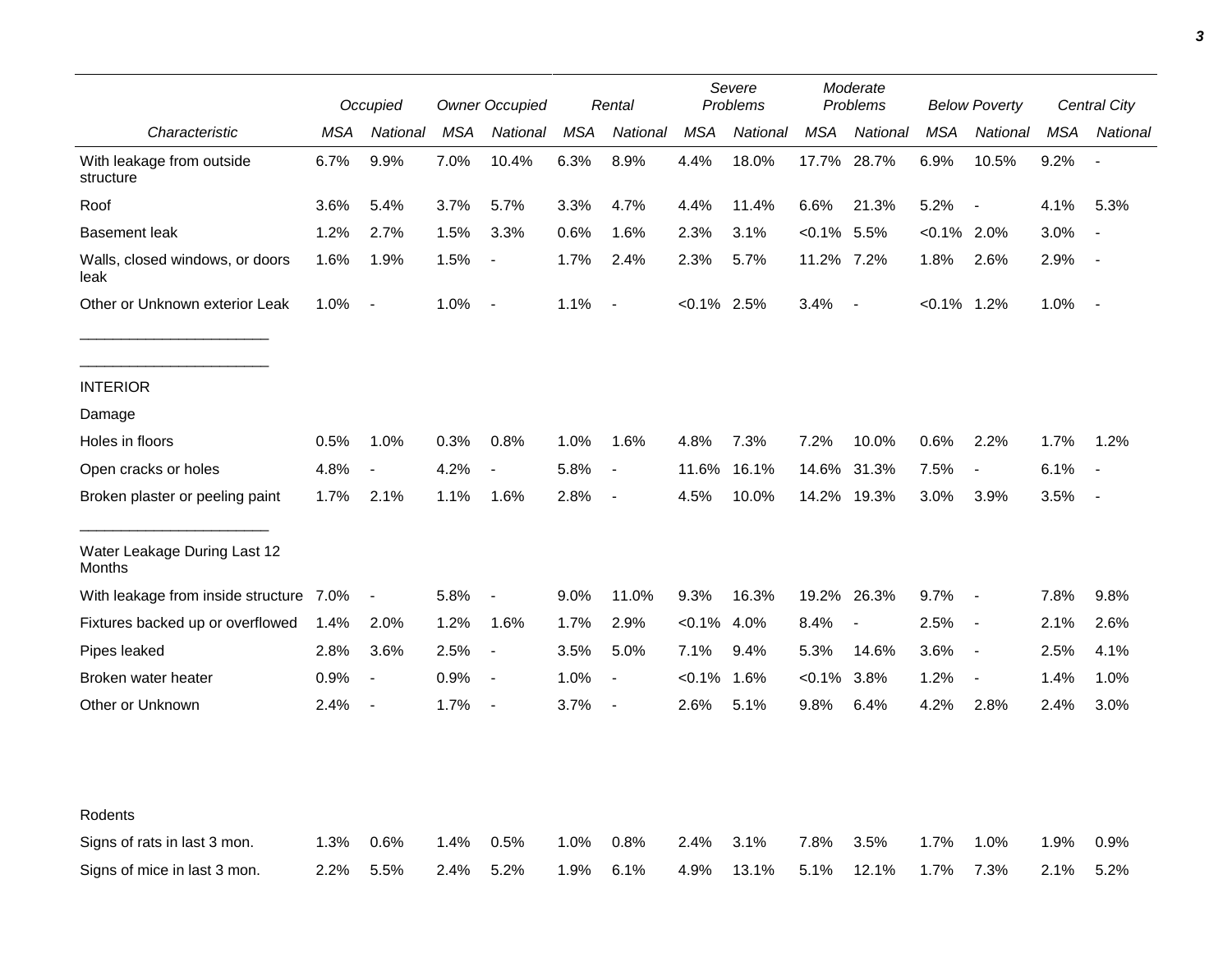| | Occupied | | Owner Occupied | | Rental | | Severe Problems | | Moderate Problems | | Below Poverty | | Central City | |
|---|---|---|---|---|---|---|---|---|---|---|---|---|---|---|
| Characteristic | MSA | National | MSA | National | MSA | National | MSA | National | MSA | National | MSA | National | MSA | National |
| With leakage from outside structure | 6.7% | 9.9% | 7.0% | 10.4% | 6.3% | 8.9% | 4.4% | 18.0% | 17.7% | 28.7% | 6.9% | 10.5% | 9.2% | - |
| Roof | 3.6% | 5.4% | 3.7% | 5.7% | 3.3% | 4.7% | 4.4% | 11.4% | 6.6% | 21.3% | 5.2% | - | 4.1% | 5.3% |
| Basement leak | 1.2% | 2.7% | 1.5% | 3.3% | 0.6% | 1.6% | 2.3% | 3.1% | <0.1% | 5.5% | <0.1% | 2.0% | 3.0% | - |
| Walls, closed windows, or doors leak | 1.6% | 1.9% | 1.5% | - | 1.7% | 2.4% | 2.3% | 5.7% | 11.2% | 7.2% | 1.8% | 2.6% | 2.9% | - |
| Other or Unknown exterior Leak | 1.0% | - | 1.0% | - | 1.1% | - | <0.1% | 2.5% | 3.4% | - | <0.1% | 1.2% | 1.0% | - |
| INTERIOR | | | | | | | | | | | | | | |
| Damage | | | | | | | | | | | | | | |
| Holes in floors | 0.5% | 1.0% | 0.3% | 0.8% | 1.0% | 1.6% | 4.8% | 7.3% | 7.2% | 10.0% | 0.6% | 2.2% | 1.7% | 1.2% |
| Open cracks or holes | 4.8% | - | 4.2% | - | 5.8% | - | 11.6% | 16.1% | 14.6% | 31.3% | 7.5% | - | 6.1% | - |
| Broken plaster or peeling paint | 1.7% | 2.1% | 1.1% | 1.6% | 2.8% | - | 4.5% | 10.0% | 14.2% | 19.3% | 3.0% | 3.9% | 3.5% | - |
| Water Leakage During Last 12 Months | | | | | | | | | | | | | | |
| With leakage from inside structure | 7.0% | - | 5.8% | - | 9.0% | 11.0% | 9.3% | 16.3% | 19.2% | 26.3% | 9.7% | - | 7.8% | 9.8% |
| Fixtures backed up or overflowed | 1.4% | 2.0% | 1.2% | 1.6% | 1.7% | 2.9% | <0.1% | 4.0% | 8.4% | - | 2.5% | - | 2.1% | 2.6% |
| Pipes leaked | 2.8% | 3.6% | 2.5% | - | 3.5% | 5.0% | 7.1% | 9.4% | 5.3% | 14.6% | 3.6% | - | 2.5% | 4.1% |
| Broken water heater | 0.9% | - | 0.9% | - | 1.0% | - | <0.1% | 1.6% | <0.1% | 3.8% | 1.2% | - | 1.4% | 1.0% |
| Other or Unknown | 2.4% | - | 1.7% | - | 3.7% | - | 2.6% | 5.1% | 9.8% | 6.4% | 4.2% | 2.8% | 2.4% | 3.0% |
| Rodents | | | | | | | | | | | | | | |
| Signs of rats in last 3 mon. | 1.3% | 0.6% | 1.4% | 0.5% | 1.0% | 0.8% | 2.4% | 3.1% | 7.8% | 3.5% | 1.7% | 1.0% | 1.9% | 0.9% |
| Signs of mice in last 3 mon. | 2.2% | 5.5% | 2.4% | 5.2% | 1.9% | 6.1% | 4.9% | 13.1% | 5.1% | 12.1% | 1.7% | 7.3% | 2.1% | 5.2% |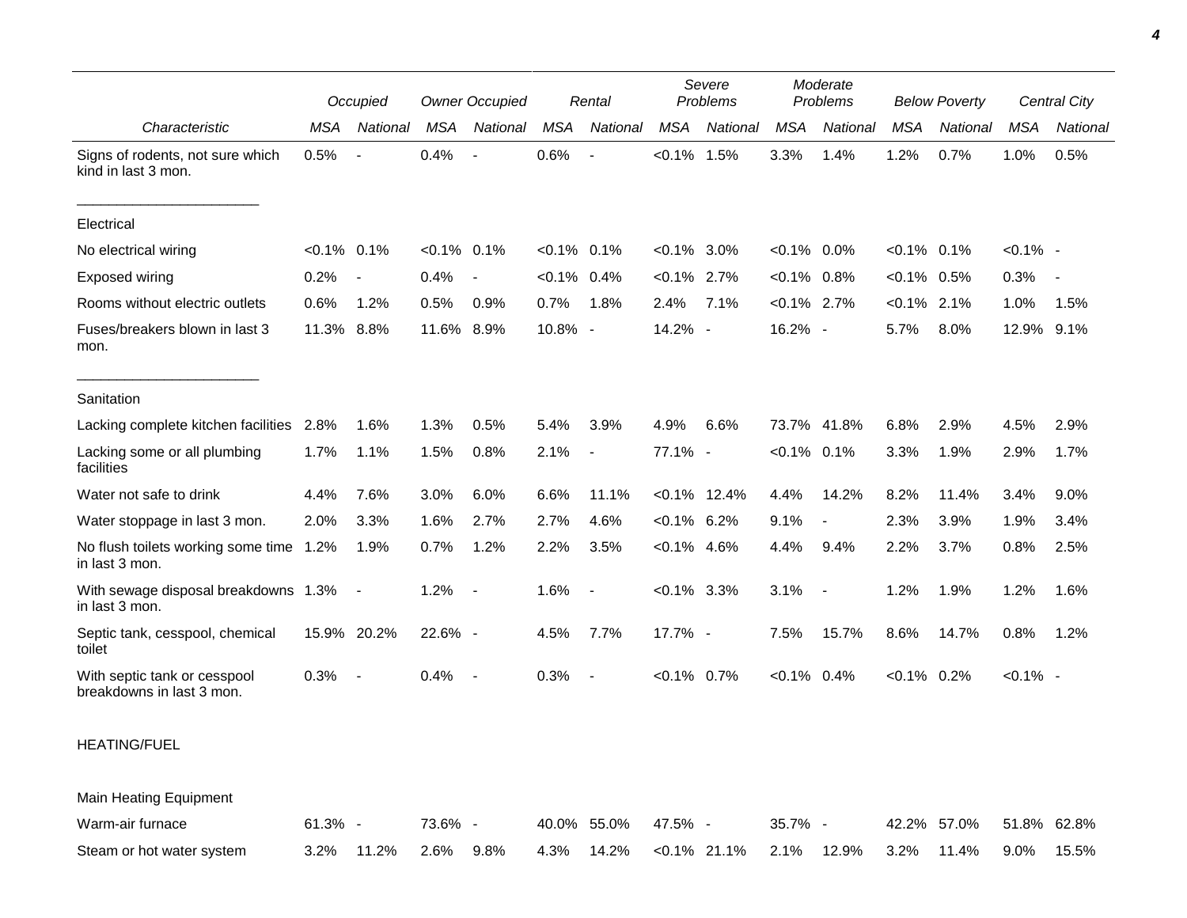| Characteristic | Occupied | | Owner Occupied | | Rental | | Severe Problems | | Moderate Problems | | Below Poverty | | Central City | |
|---|---|---|---|---|---|---|---|---|---|---|---|---|---|---|
| | MSA | National | MSA | National | MSA | National | MSA | National | MSA | National | MSA | National | MSA | National |
| Signs of rodents, not sure which kind in last 3 mon. | 0.5% | - | 0.4% | - | 0.6% | - | <0.1% | 1.5% | 3.3% | 1.4% | 1.2% | 0.7% | 1.0% | 0.5% |
| Electrical | | | | | | | | | | | | | | |
| No electrical wiring | <0.1% | 0.1% | <0.1% | 0.1% | <0.1% | 0.1% | <0.1% | 3.0% | <0.1% | 0.0% | <0.1% | 0.1% | <0.1% | - |
| Exposed wiring | 0.2% | - | 0.4% | - | <0.1% | 0.4% | <0.1% | 2.7% | <0.1% | 0.8% | <0.1% | 0.5% | 0.3% | - |
| Rooms without electric outlets | 0.6% | 1.2% | 0.5% | 0.9% | 0.7% | 1.8% | 2.4% | 7.1% | <0.1% | 2.7% | <0.1% | 2.1% | 1.0% | 1.5% |
| Fuses/breakers blown in last 3 mon. | 11.3% | 8.8% | 11.6% | 8.9% | 10.8% | - | 14.2% | - | 16.2% | - | 5.7% | 8.0% | 12.9% | 9.1% |
| Sanitation | | | | | | | | | | | | | | |
| Lacking complete kitchen facilities | 2.8% | 1.6% | 1.3% | 0.5% | 5.4% | 3.9% | 4.9% | 6.6% | 73.7% | 41.8% | 6.8% | 2.9% | 4.5% | 2.9% |
| Lacking some or all plumbing facilities | 1.7% | 1.1% | 1.5% | 0.8% | 2.1% | - | 77.1% | - | <0.1% | 0.1% | 3.3% | 1.9% | 2.9% | 1.7% |
| Water not safe to drink | 4.4% | 7.6% | 3.0% | 6.0% | 6.6% | 11.1% | <0.1% | 12.4% | 4.4% | 14.2% | 8.2% | 11.4% | 3.4% | 9.0% |
| Water stoppage in last 3 mon. | 2.0% | 3.3% | 1.6% | 2.7% | 2.7% | 4.6% | <0.1% | 6.2% | 9.1% | - | 2.3% | 3.9% | 1.9% | 3.4% |
| No flush toilets working some time in last 3 mon. | 1.2% | 1.9% | 0.7% | 1.2% | 2.2% | 3.5% | <0.1% | 4.6% | 4.4% | 9.4% | 2.2% | 3.7% | 0.8% | 2.5% |
| With sewage disposal breakdowns in last 3 mon. | 1.3% | - | 1.2% | - | 1.6% | - | <0.1% | 3.3% | 3.1% | - | 1.2% | 1.9% | 1.2% | 1.6% |
| Septic tank, cesspool, chemical toilet | 15.9% | 20.2% | 22.6% | - | 4.5% | 7.7% | 17.7% | - | 7.5% | 15.7% | 8.6% | 14.7% | 0.8% | 1.2% |
| With septic tank or cesspool breakdowns in last 3 mon. | 0.3% | - | 0.4% | - | 0.3% | - | <0.1% | 0.7% | <0.1% | 0.4% | <0.1% | 0.2% | <0.1% | - |
| HEATING/FUEL | | | | | | | | | | | | | | |
| Main Heating Equipment | | | | | | | | | | | | | | |
| Warm-air furnace | 61.3% | - | 73.6% | - | 40.0% | 55.0% | 47.5% | - | 35.7% | - | 42.2% | 57.0% | 51.8% | 62.8% |
| Steam or hot water system | 3.2% | 11.2% | 2.6% | 9.8% | 4.3% | 14.2% | <0.1% | 21.1% | 2.1% | 12.9% | 3.2% | 11.4% | 9.0% | 15.5% |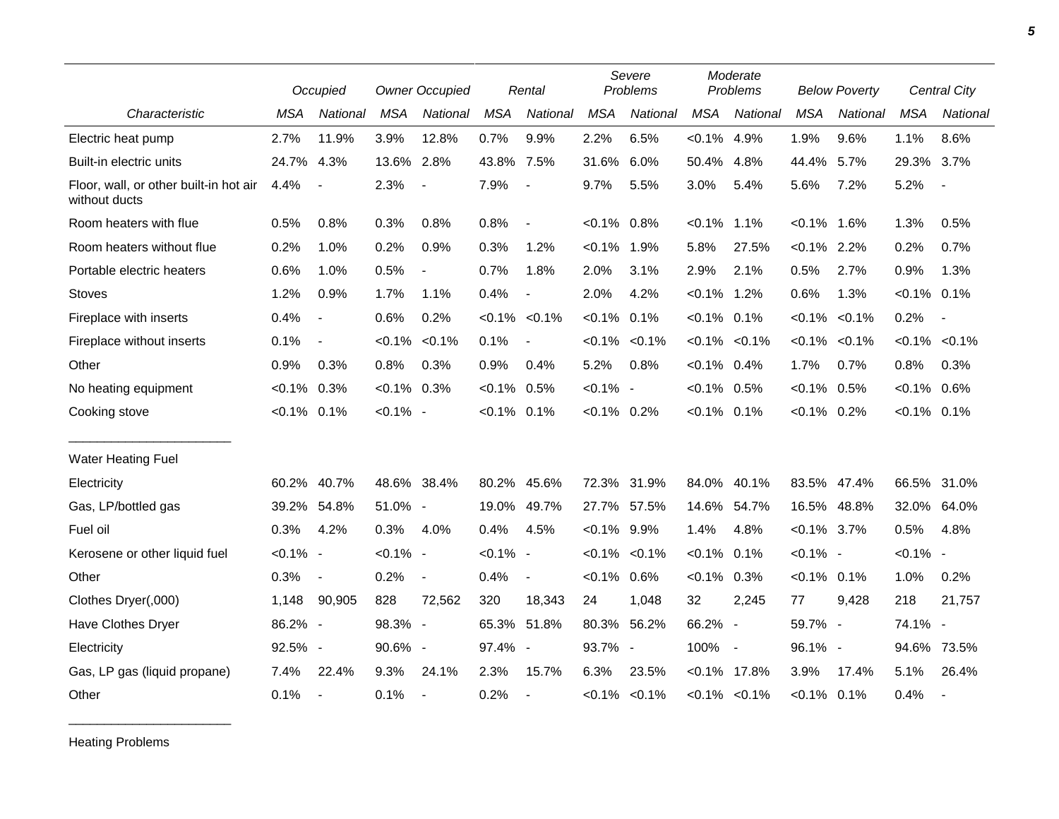| Characteristic | Occupied | | Owner Occupied | | Rental | | Severe Problems | | Moderate Problems | | Below Poverty | | Central City | |
|---|---|---|---|---|---|---|---|---|---|---|---|---|---|---|
| | MSA | National | MSA | National | MSA | National | MSA | National | MSA | National | MSA | National | MSA | National |
| Electric heat pump | 2.7% | 11.9% | 3.9% | 12.8% | 0.7% | 9.9% | 2.2% | 6.5% | <0.1% | 4.9% | 1.9% | 9.6% | 1.1% | 8.6% |
| Built-in electric units | 24.7% | 4.3% | 13.6% | 2.8% | 43.8% | 7.5% | 31.6% | 6.0% | 50.4% | 4.8% | 44.4% | 5.7% | 29.3% | 3.7% |
| Floor, wall, or other built-in hot air without ducts | 4.4% | - | 2.3% | - | 7.9% | - | 9.7% | 5.5% | 3.0% | 5.4% | 5.6% | 7.2% | 5.2% | - |
| Room heaters with flue | 0.5% | 0.8% | 0.3% | 0.8% | 0.8% | - | <0.1% | 0.8% | <0.1% | 1.1% | <0.1% | 1.6% | 1.3% | 0.5% |
| Room heaters without flue | 0.2% | 1.0% | 0.2% | 0.9% | 0.3% | 1.2% | <0.1% | 1.9% | 5.8% | 27.5% | <0.1% | 2.2% | 0.2% | 0.7% |
| Portable electric heaters | 0.6% | 1.0% | 0.5% | - | 0.7% | 1.8% | 2.0% | 3.1% | 2.9% | 2.1% | 0.5% | 2.7% | 0.9% | 1.3% |
| Stoves | 1.2% | 0.9% | 1.7% | 1.1% | 0.4% | - | 2.0% | 4.2% | <0.1% | 1.2% | 0.6% | 1.3% | <0.1% | 0.1% |
| Fireplace with inserts | 0.4% | - | 0.6% | 0.2% | <0.1% | <0.1% | <0.1% | 0.1% | <0.1% | 0.1% | <0.1% | <0.1% | 0.2% | - |
| Fireplace without inserts | 0.1% | - | <0.1% | <0.1% | 0.1% | - | <0.1% | <0.1% | <0.1% | <0.1% | <0.1% | <0.1% | <0.1% | <0.1% |
| Other | 0.9% | 0.3% | 0.8% | 0.3% | 0.9% | 0.4% | 5.2% | 0.8% | <0.1% | 0.4% | 1.7% | 0.7% | 0.8% | 0.3% |
| No heating equipment | <0.1% | 0.3% | <0.1% | 0.3% | <0.1% | 0.5% | <0.1% | - | <0.1% | 0.5% | <0.1% | 0.5% | <0.1% | 0.6% |
| Cooking stove | <0.1% | 0.1% | <0.1% | - | <0.1% | 0.1% | <0.1% | 0.2% | <0.1% | 0.1% | <0.1% | 0.2% | <0.1% | 0.1% |
| Water Heating Fuel | | | | | | | | | | | | | | |
| Electricity | 60.2% | 40.7% | 48.6% | 38.4% | 80.2% | 45.6% | 72.3% | 31.9% | 84.0% | 40.1% | 83.5% | 47.4% | 66.5% | 31.0% |
| Gas, LP/bottled gas | 39.2% | 54.8% | 51.0% | - | 19.0% | 49.7% | 27.7% | 57.5% | 14.6% | 54.7% | 16.5% | 48.8% | 32.0% | 64.0% |
| Fuel oil | 0.3% | 4.2% | 0.3% | 4.0% | 0.4% | 4.5% | <0.1% | 9.9% | 1.4% | 4.8% | <0.1% | 3.7% | 0.5% | 4.8% |
| Kerosene or other liquid fuel | <0.1% | - | <0.1% | - | <0.1% | - | <0.1% | <0.1% | <0.1% | 0.1% | <0.1% | - | <0.1% | - |
| Other | 0.3% | - | 0.2% | - | 0.4% | - | <0.1% | 0.6% | <0.1% | 0.3% | <0.1% | 0.1% | 1.0% | 0.2% |
| Clothes Dryer(,000) | 1,148 | 90,905 | 828 | 72,562 | 320 | 18,343 | 24 | 1,048 | 32 | 2,245 | 77 | 9,428 | 218 | 21,757 |
| Have Clothes Dryer | 86.2% | - | 98.3% | - | 65.3% | 51.8% | 80.3% | 56.2% | 66.2% | - | 59.7% | - | 74.1% | - |
| Electricity | 92.5% | - | 90.6% | - | 97.4% | - | 93.7% | - | 100% | - | 96.1% | - | 94.6% | 73.5% |
| Gas, LP gas (liquid propane) | 7.4% | 22.4% | 9.3% | 24.1% | 2.3% | 15.7% | 6.3% | 23.5% | <0.1% | 17.8% | 3.9% | 17.4% | 5.1% | 26.4% |
| Other | 0.1% | - | 0.1% | - | 0.2% | - | <0.1% | <0.1% | <0.1% | <0.1% | <0.1% | 0.1% | 0.4% | - |

Heating Problems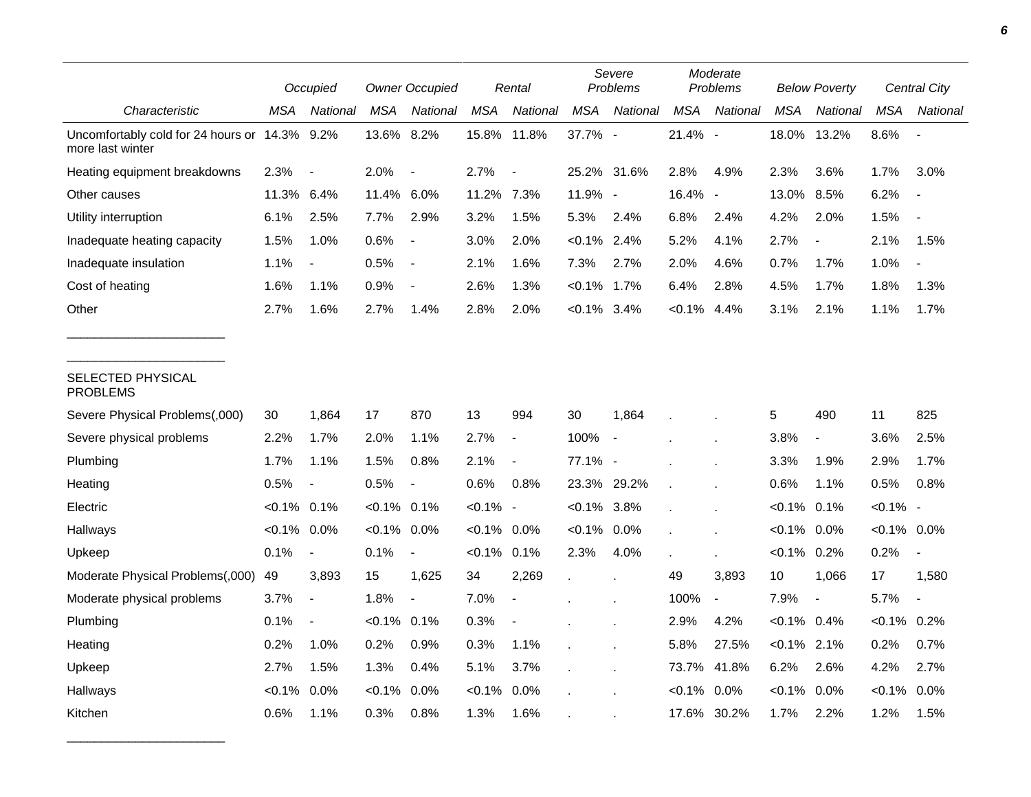| Characteristic | Occupied | | Owner Occupied | | Rental | | Severe Problems | | Moderate Problems | | Below Poverty | | Central City | |
|---|---|---|---|---|---|---|---|---|---|---|---|---|---|---|
| | MSA | National | MSA | National | MSA | National | MSA | National | MSA | National | MSA | National | MSA | National |
| Uncomfortably cold for 24 hours or more last winter | 14.3% | 9.2% | 13.6% | 8.2% | 15.8% | 11.8% | 37.7% | - | 21.4% | - | 18.0% | 13.2% | 8.6% | - |
| Heating equipment breakdowns | 2.3% | - | 2.0% | - | 2.7% | - | 25.2% | 31.6% | 2.8% | 4.9% | 2.3% | 3.6% | 1.7% | 3.0% |
| Other causes | 11.3% | 6.4% | 11.4% | 6.0% | 11.2% | 7.3% | 11.9% | - | 16.4% | - | 13.0% | 8.5% | 6.2% | - |
| Utility interruption | 6.1% | 2.5% | 7.7% | 2.9% | 3.2% | 1.5% | 5.3% | 2.4% | 6.8% | 2.4% | 4.2% | 2.0% | 1.5% | - |
| Inadequate heating capacity | 1.5% | 1.0% | 0.6% | - | 3.0% | 2.0% | <0.1% | 2.4% | 5.2% | 4.1% | 2.7% | - | 2.1% | 1.5% |
| Inadequate insulation | 1.1% | - | 0.5% | - | 2.1% | 1.6% | 7.3% | 2.7% | 2.0% | 4.6% | 0.7% | 1.7% | 1.0% | - |
| Cost of heating | 1.6% | 1.1% | 0.9% | - | 2.6% | 1.3% | <0.1% | 1.7% | 6.4% | 2.8% | 4.5% | 1.7% | 1.8% | 1.3% |
| Other | 2.7% | 1.6% | 2.7% | 1.4% | 2.8% | 2.0% | <0.1% | 3.4% | <0.1% | 4.4% | 3.1% | 2.1% | 1.1% | 1.7% |
| SELECTED PHYSICAL PROBLEMS | | | | | | | | | | | | | | |
| Severe Physical Problems(,000) | 30 | 1,864 | 17 | 870 | 13 | 994 | 30 | 1,864 | . | . | 5 | 490 | 11 | 825 |
| Severe physical problems | 2.2% | 1.7% | 2.0% | 1.1% | 2.7% | - | 100% | - | . | . | 3.8% | - | 3.6% | 2.5% |
| Plumbing | 1.7% | 1.1% | 1.5% | 0.8% | 2.1% | - | 77.1% | - | . | . | 3.3% | 1.9% | 2.9% | 1.7% |
| Heating | 0.5% | - | 0.5% | - | 0.6% | 0.8% | 23.3% | 29.2% | . | . | 0.6% | 1.1% | 0.5% | 0.8% |
| Electric | <0.1% | 0.1% | <0.1% | 0.1% | <0.1% | - | <0.1% | 3.8% | . | . | <0.1% | 0.1% | <0.1% | - |
| Hallways | <0.1% | 0.0% | <0.1% | 0.0% | <0.1% | 0.0% | <0.1% | 0.0% | . | . | <0.1% | 0.0% | <0.1% | 0.0% |
| Upkeep | 0.1% | - | 0.1% | - | <0.1% | 0.1% | 2.3% | 4.0% | . | . | <0.1% | 0.2% | 0.2% | - |
| Moderate Physical Problems(,000) | 49 | 3,893 | 15 | 1,625 | 34 | 2,269 | . | . | 49 | 3,893 | 10 | 1,066 | 17 | 1,580 |
| Moderate physical problems | 3.7% | - | 1.8% | - | 7.0% | - | . | . | 100% | - | 7.9% | - | 5.7% | - |
| Plumbing | 0.1% | - | <0.1% | 0.1% | 0.3% | - | . | . | 2.9% | 4.2% | <0.1% | 0.4% | <0.1% | 0.2% |
| Heating | 0.2% | 1.0% | 0.2% | 0.9% | 0.3% | 1.1% | . | . | 5.8% | 27.5% | <0.1% | 2.1% | 0.2% | 0.7% |
| Upkeep | 2.7% | 1.5% | 1.3% | 0.4% | 5.1% | 3.7% | . | . | 73.7% | 41.8% | 6.2% | 2.6% | 4.2% | 2.7% |
| Hallways | <0.1% | 0.0% | <0.1% | 0.0% | <0.1% | 0.0% | . | . | <0.1% | 0.0% | <0.1% | 0.0% | <0.1% | 0.0% |
| Kitchen | 0.6% | 1.1% | 0.3% | 0.8% | 1.3% | 1.6% | . | . | 17.6% | 30.2% | 1.7% | 2.2% | 1.2% | 1.5% |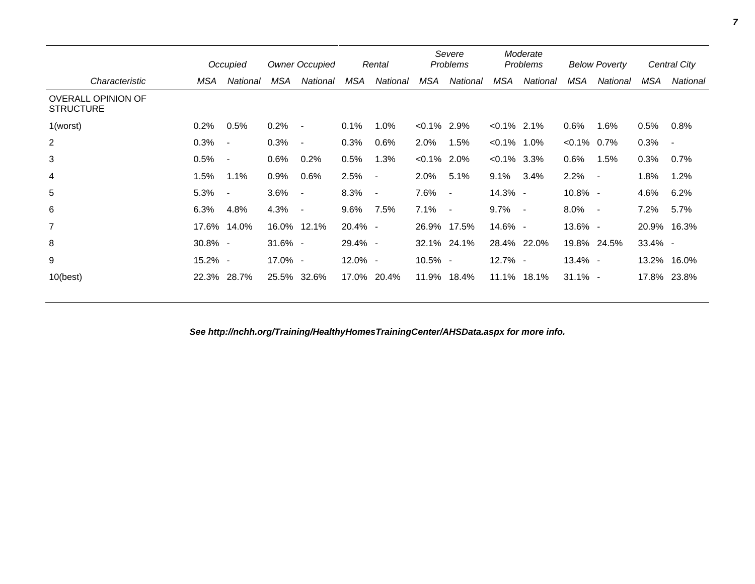| | Occupied | | Owner Occupied | | Rental | | Severe Problems | | Moderate Problems | | Below Poverty | | Central City | |
|---|---|---|---|---|---|---|---|---|---|---|---|---|---|---|
| Characteristic | MSA | National | MSA | National | MSA | National | MSA | National | MSA | National | MSA | National | MSA | National |
| OVERALL OPINION OF STRUCTURE | | | | | | | | | | | | | | |
| 1(worst) | 0.2% | 0.5% | 0.2% | - | 0.1% | 1.0% | <0.1% | 2.9% | <0.1% | 2.1% | 0.6% | 1.6% | 0.5% | 0.8% |
| 2 | 0.3% | - | 0.3% | - | 0.3% | 0.6% | 2.0% | 1.5% | <0.1% | 1.0% | <0.1% | 0.7% | 0.3% | - |
| 3 | 0.5% | - | 0.6% | 0.2% | 0.5% | 1.3% | <0.1% | 2.0% | <0.1% | 3.3% | 0.6% | 1.5% | 0.3% | 0.7% |
| 4 | 1.5% | 1.1% | 0.9% | 0.6% | 2.5% | - | 2.0% | 5.1% | 9.1% | 3.4% | 2.2% | - | 1.8% | 1.2% |
| 5 | 5.3% | - | 3.6% | - | 8.3% | - | 7.6% | - | 14.3% | - | 10.8% | - | 4.6% | 6.2% |
| 6 | 6.3% | 4.8% | 4.3% | - | 9.6% | 7.5% | 7.1% | - | 9.7% | - | 8.0% | - | 7.2% | 5.7% |
| 7 | 17.6% | 14.0% | 16.0% | 12.1% | 20.4% | - | 26.9% | 17.5% | 14.6% | - | 13.6% | - | 20.9% | 16.3% |
| 8 | 30.8% | - | 31.6% | - | 29.4% | - | 32.1% | 24.1% | 28.4% | 22.0% | 19.8% | 24.5% | 33.4% | - |
| 9 | 15.2% | - | 17.0% | - | 12.0% | - | 10.5% | - | 12.7% | - | 13.4% | - | 13.2% | 16.0% |
| 10(best) | 22.3% | 28.7% | 25.5% | 32.6% | 17.0% | 20.4% | 11.9% | 18.4% | 11.1% | 18.1% | 31.1% | - | 17.8% | 23.8% |

***See http://nchh.org/Training/HealthyHomesTrainingCenter/AHSData.aspx for more info.***